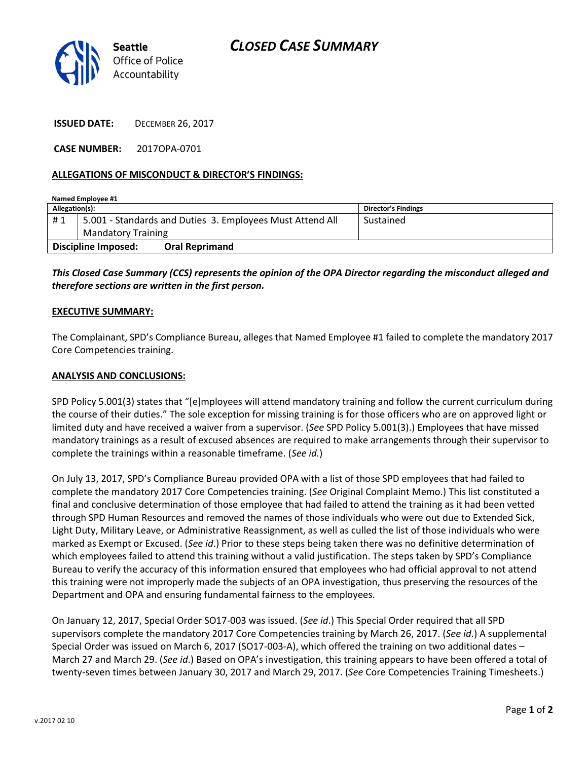Seattle Office of Police Accountability

# CLOSED CASE SUMMARY

**ISSUED DATE:** DECEMBER 26, 2017

**CASE NUMBER:** 2017OPA-0701

## ALLEGATIONS OF MISCONDUCT & DIRECTOR'S FINDINGS:

**Named Employee #1**

| Allegation(s): | | Director's Findings |
|---|---|---|
| # 1 | 5.001 - Standards and Duties 3. Employees Must Attend All Mandatory Training | Sustained |
| **Discipline Imposed:** | **Oral Reprimand** | |

***This Closed Case Summary (CCS) represents the opinion of the OPA Director regarding the misconduct alleged and therefore sections are written in the first person.***

## EXECUTIVE SUMMARY:

The Complainant, SPD's Compliance Bureau, alleges that Named Employee #1 failed to complete the mandatory 2017 Core Competencies training.

## ANALYSIS AND CONCLUSIONS:

SPD Policy 5.001(3) states that "[e]mployees will attend mandatory training and follow the current curriculum during the course of their duties." The sole exception for missing training is for those officers who are on approved light or limited duty and have received a waiver from a supervisor. (*See* SPD Policy 5.001(3).) Employees that have missed mandatory trainings as a result of excused absences are required to make arrangements through their supervisor to complete the trainings within a reasonable timeframe. (*See id.*)

On July 13, 2017, SPD's Compliance Bureau provided OPA with a list of those SPD employees that had failed to complete the mandatory 2017 Core Competencies training. (*See* Original Complaint Memo.) This list constituted a final and conclusive determination of those employee that had failed to attend the training as it had been vetted through SPD Human Resources and removed the names of those individuals who were out due to Extended Sick, Light Duty, Military Leave, or Administrative Reassignment, as well as culled the list of those individuals who were marked as Exempt or Excused. (*See id*.) Prior to these steps being taken there was no definitive determination of which employees failed to attend this training without a valid justification. The steps taken by SPD's Compliance Bureau to verify the accuracy of this information ensured that employees who had official approval to not attend this training were not improperly made the subjects of an OPA investigation, thus preserving the resources of the Department and OPA and ensuring fundamental fairness to the employees.

On January 12, 2017, Special Order SO17-003 was issued. (*See id*.) This Special Order required that all SPD supervisors complete the mandatory 2017 Core Competencies training by March 26, 2017. (*See id*.) A supplemental Special Order was issued on March 6, 2017 (SO17-003-A), which offered the training on two additional dates – March 27 and March 29. (*See id*.) Based on OPA's investigation, this training appears to have been offered a total of twenty-seven times between January 30, 2017 and March 29, 2017. (*See* Core Competencies Training Timesheets.)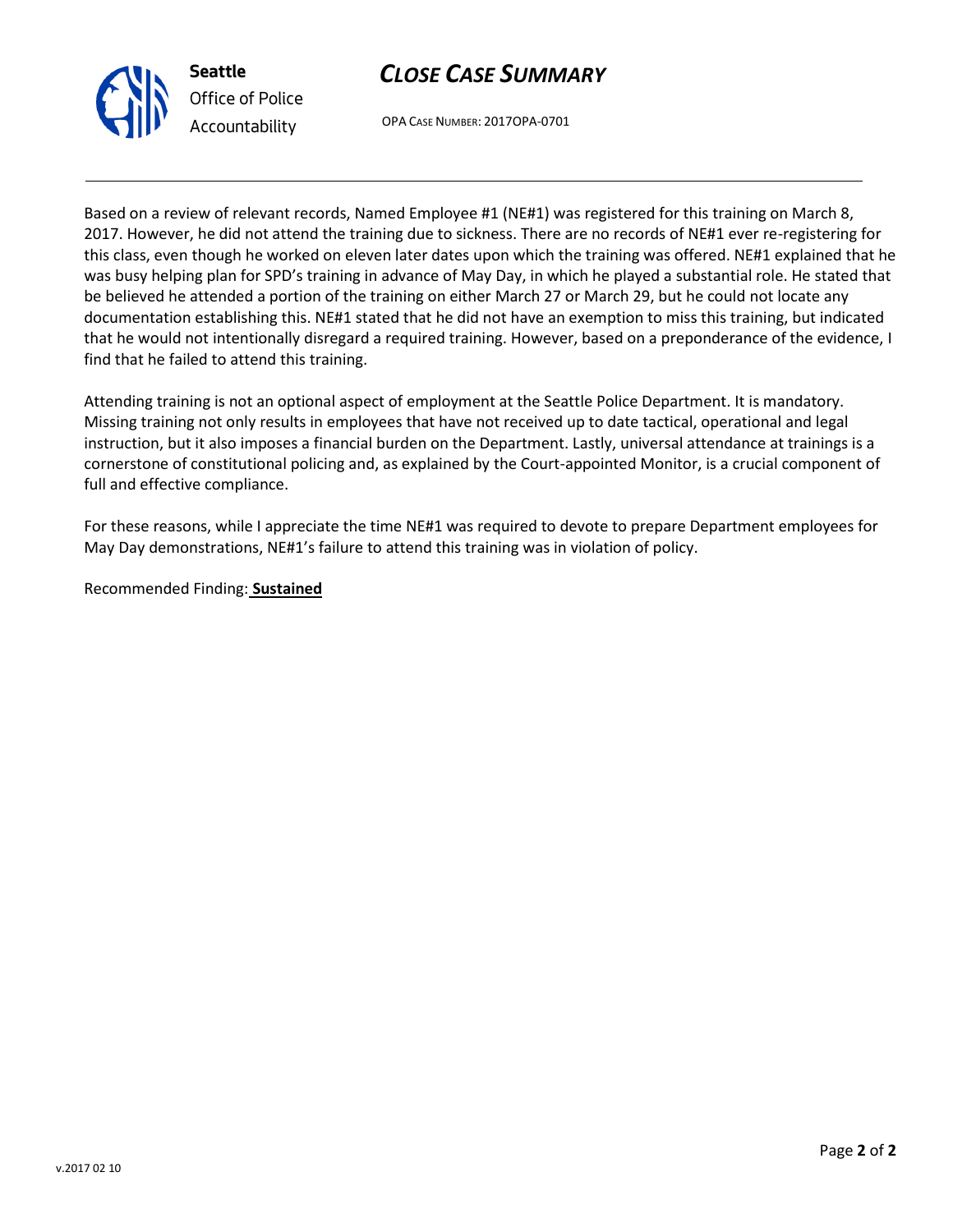Based on a review of relevant records, Named Employee #1 (NE#1) was registered for this training on March 8, 2017. However, he did not attend the training due to sickness. There are no records of NE#1 ever re-registering for this class, even though he worked on eleven later dates upon which the training was offered. NE#1 explained that he was busy helping plan for SPD's training in advance of May Day, in which he played a substantial role. He stated that be believed he attended a portion of the training on either March 27 or March 29, but he could not locate any documentation establishing this. NE#1 stated that he did not have an exemption to miss this training, but indicated that he would not intentionally disregard a required training. However, based on a preponderance of the evidence, I find that he failed to attend this training.

Attending training is not an optional aspect of employment at the Seattle Police Department. It is mandatory. Missing training not only results in employees that have not received up to date tactical, operational and legal instruction, but it also imposes a financial burden on the Department. Lastly, universal attendance at trainings is a cornerstone of constitutional policing and, as explained by the Court-appointed Monitor, is a crucial component of full and effective compliance.

For these reasons, while I appreciate the time NE#1 was required to devote to prepare Department employees for May Day demonstrations, NE#1's failure to attend this training was in violation of policy.

Recommended Finding: **Sustained**